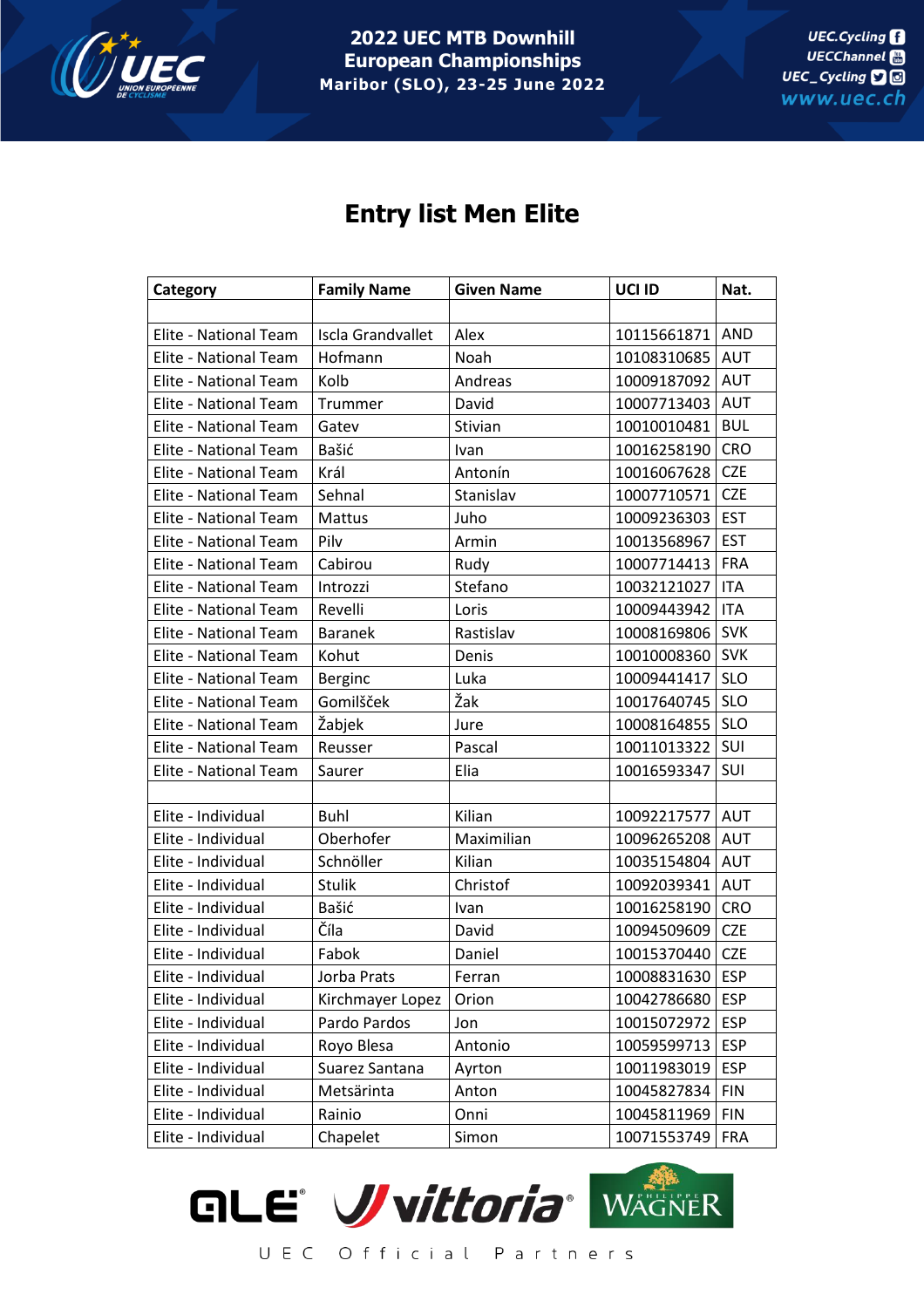2022 UEC MTB Downhill European Championships
Maribor (SLO), 23-25 June 2022

# Entry list Men Elite

| Category | Family Name | Given Name | UCI ID | Nat. |
|---|---|---|---|---|
| | | | | |
| Elite - National Team | Iscla Grandvallet | Alex | 10115661871 | AND |
| Elite - National Team | Hofmann | Noah | 10108310685 | AUT |
| Elite - National Team | Kolb | Andreas | 10009187092 | AUT |
| Elite - National Team | Trummer | David | 10007713403 | AUT |
| Elite - National Team | Gatev | Stivian | 10010010481 | BUL |
| Elite - National Team | Bašić | Ivan | 10016258190 | CRO |
| Elite - National Team | Král | Antonín | 10016067628 | CZE |
| Elite - National Team | Sehnal | Stanislav | 10007710571 | CZE |
| Elite - National Team | Mattus | Juho | 10009236303 | EST |
| Elite - National Team | Pilv | Armin | 10013568967 | EST |
| Elite - National Team | Cabirou | Rudy | 10007714413 | FRA |
| Elite - National Team | Introzzi | Stefano | 10032121027 | ITA |
| Elite - National Team | Revelli | Loris | 10009443942 | ITA |
| Elite - National Team | Baranek | Rastislav | 10008169806 | SVK |
| Elite - National Team | Kohut | Denis | 10010008360 | SVK |
| Elite - National Team | Berginc | Luka | 10009441417 | SLO |
| Elite - National Team | Gomilšček | Žak | 10017640745 | SLO |
| Elite - National Team | Žabjek | Jure | 10008164855 | SLO |
| Elite - National Team | Reusser | Pascal | 10011013322 | SUI |
| Elite - National Team | Saurer | Elia | 10016593347 | SUI |
| | | | | |
| Elite - Individual | Buhl | Kilian | 10092217577 | AUT |
| Elite - Individual | Oberhofer | Maximilian | 10096265208 | AUT |
| Elite - Individual | Schnöller | Kilian | 10035154804 | AUT |
| Elite - Individual | Stulik | Christof | 10092039341 | AUT |
| Elite - Individual | Bašić | Ivan | 10016258190 | CRO |
| Elite - Individual | Číla | David | 10094509609 | CZE |
| Elite - Individual | Fabok | Daniel | 10015370440 | CZE |
| Elite - Individual | Jorba Prats | Ferran | 10008831630 | ESP |
| Elite - Individual | Kirchmayer Lopez | Orion | 10042786680 | ESP |
| Elite - Individual | Pardo Pardos | Jon | 10015072972 | ESP |
| Elite - Individual | Royo Blesa | Antonio | 10059599713 | ESP |
| Elite - Individual | Suarez Santana | Ayrton | 10011983019 | ESP |
| Elite - Individual | Metsärinta | Anton | 10045827834 | FIN |
| Elite - Individual | Rainio | Onni | 10045811969 | FIN |
| Elite - Individual | Chapelet | Simon | 10071553749 | FRA |

UEC Official Partners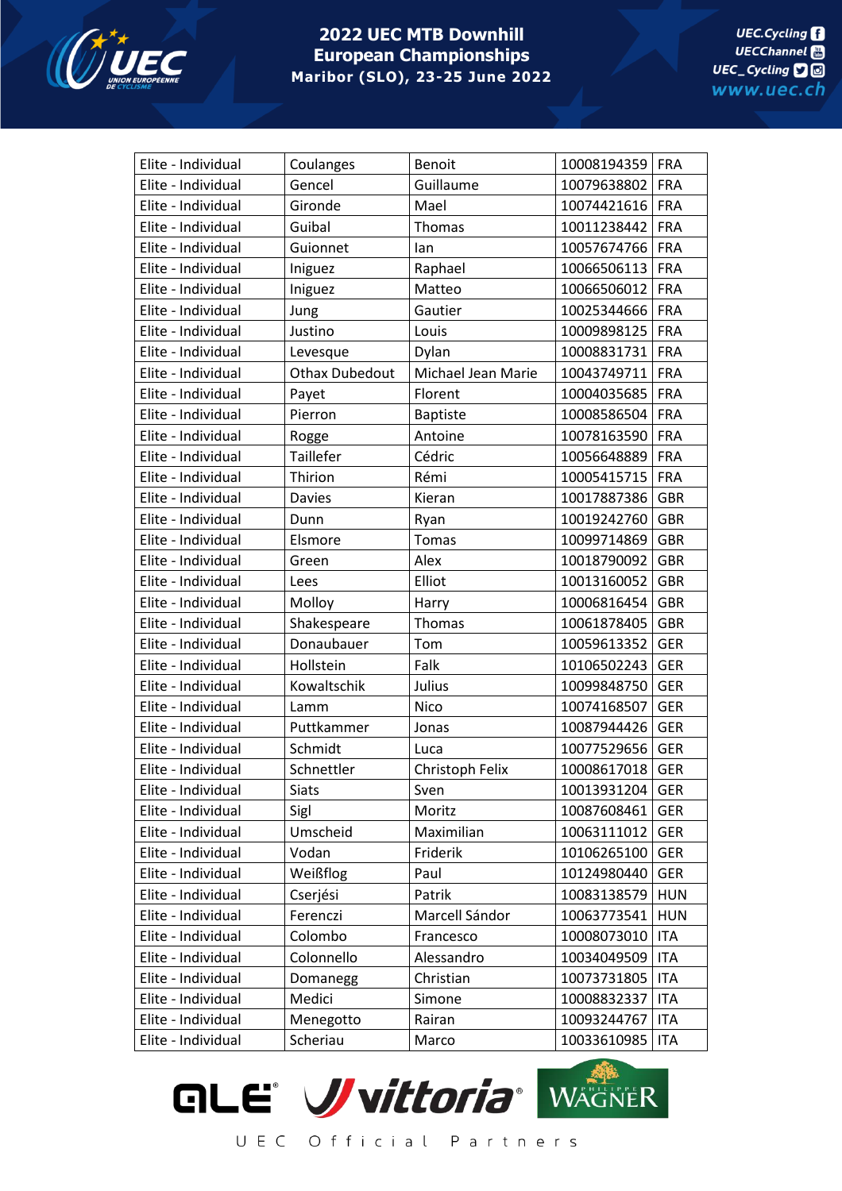| Elite - Individual | Coulanges | Benoit | 10008194359 | FRA |
|---|---|---|---|---|
| Elite - Individual | Gencel | Guillaume | 10079638802 | FRA |
| Elite - Individual | Gironde | Mael | 10074421616 | FRA |
| Elite - Individual | Guibal | Thomas | 10011238442 | FRA |
| Elite - Individual | Guionnet | Ian | 10057674766 | FRA |
| Elite - Individual | Iniguez | Raphael | 10066506113 | FRA |
| Elite - Individual | Iniguez | Matteo | 10066506012 | FRA |
| Elite - Individual | Jung | Gautier | 10025344666 | FRA |
| Elite - Individual | Justino | Louis | 10009898125 | FRA |
| Elite - Individual | Levesque | Dylan | 10008831731 | FRA |
| Elite - Individual | Othax Dubedout | Michael Jean Marie | 10043749711 | FRA |
| Elite - Individual | Payet | Florent | 10004035685 | FRA |
| Elite - Individual | Pierron | Baptiste | 10008586504 | FRA |
| Elite - Individual | Rogge | Antoine | 10078163590 | FRA |
| Elite - Individual | Taillefer | Cédric | 10056648889 | FRA |
| Elite - Individual | Thirion | Rémi | 10005415715 | FRA |
| Elite - Individual | Davies | Kieran | 10017887386 | GBR |
| Elite - Individual | Dunn | Ryan | 10019242760 | GBR |
| Elite - Individual | Elsmore | Tomas | 10099714869 | GBR |
| Elite - Individual | Green | Alex | 10018790092 | GBR |
| Elite - Individual | Lees | Elliot | 10013160052 | GBR |
| Elite - Individual | Molloy | Harry | 10006816454 | GBR |
| Elite - Individual | Shakespeare | Thomas | 10061878405 | GBR |
| Elite - Individual | Donaubauer | Tom | 10059613352 | GER |
| Elite - Individual | Hollstein | Falk | 10106502243 | GER |
| Elite - Individual | Kowaltschik | Julius | 10099848750 | GER |
| Elite - Individual | Lamm | Nico | 10074168507 | GER |
| Elite - Individual | Puttkammer | Jonas | 10087944426 | GER |
| Elite - Individual | Schmidt | Luca | 10077529656 | GER |
| Elite - Individual | Schnettler | Christoph Felix | 10008617018 | GER |
| Elite - Individual | Siats | Sven | 10013931204 | GER |
| Elite - Individual | Sigl | Moritz | 10087608461 | GER |
| Elite - Individual | Umscheid | Maximilian | 10063111012 | GER |
| Elite - Individual | Vodan | Friderik | 10106265100 | GER |
| Elite - Individual | Weißflog | Paul | 10124980440 | GER |
| Elite - Individual | Cserjési | Patrik | 10083138579 | HUN |
| Elite - Individual | Ferenczi | Marcell Sándor | 10063773541 | HUN |
| Elite - Individual | Colombo | Francesco | 10008073010 | ITA |
| Elite - Individual | Colonnello | Alessandro | 10034049509 | ITA |
| Elite - Individual | Domanegg | Christian | 10073731805 | ITA |
| Elite - Individual | Medici | Simone | 10008832337 | ITA |
| Elite - Individual | Menegotto | Rairan | 10093244767 | ITA |
| Elite - Individual | Scheriau | Marco | 10033610985 | ITA |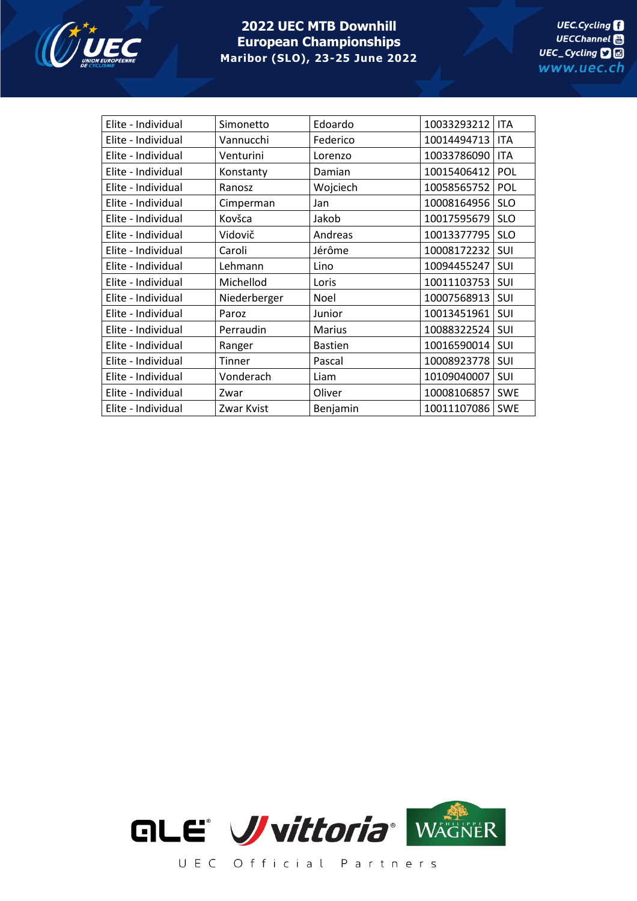| | | | | |
|---|---|---|---|---|
| Elite - Individual | Simonetto | Edoardo | 10033293212 | ITA |
| Elite - Individual | Vannucchi | Federico | 10014494713 | ITA |
| Elite - Individual | Venturini | Lorenzo | 10033786090 | ITA |
| Elite - Individual | Konstanty | Damian | 10015406412 | POL |
| Elite - Individual | Ranosz | Wojciech | 10058565752 | POL |
| Elite - Individual | Cimperman | Jan | 10008164956 | SLO |
| Elite - Individual | Kovšca | Jakob | 10017595679 | SLO |
| Elite - Individual | Vidovič | Andreas | 10013377795 | SLO |
| Elite - Individual | Caroli | Jérôme | 10008172232 | SUI |
| Elite - Individual | Lehmann | Lino | 10094455247 | SUI |
| Elite - Individual | Michellod | Loris | 10011103753 | SUI |
| Elite - Individual | Niederberger | Noel | 10007568913 | SUI |
| Elite - Individual | Paroz | Junior | 10013451961 | SUI |
| Elite - Individual | Perraudin | Marius | 10088322524 | SUI |
| Elite - Individual | Ranger | Bastien | 10016590014 | SUI |
| Elite - Individual | Tinner | Pascal | 10008923778 | SUI |
| Elite - Individual | Vonderach | Liam | 10109040007 | SUI |
| Elite - Individual | Zwar | Oliver | 10008106857 | SWE |
| Elite - Individual | Zwar Kvist | Benjamin | 10011107086 | SWE |